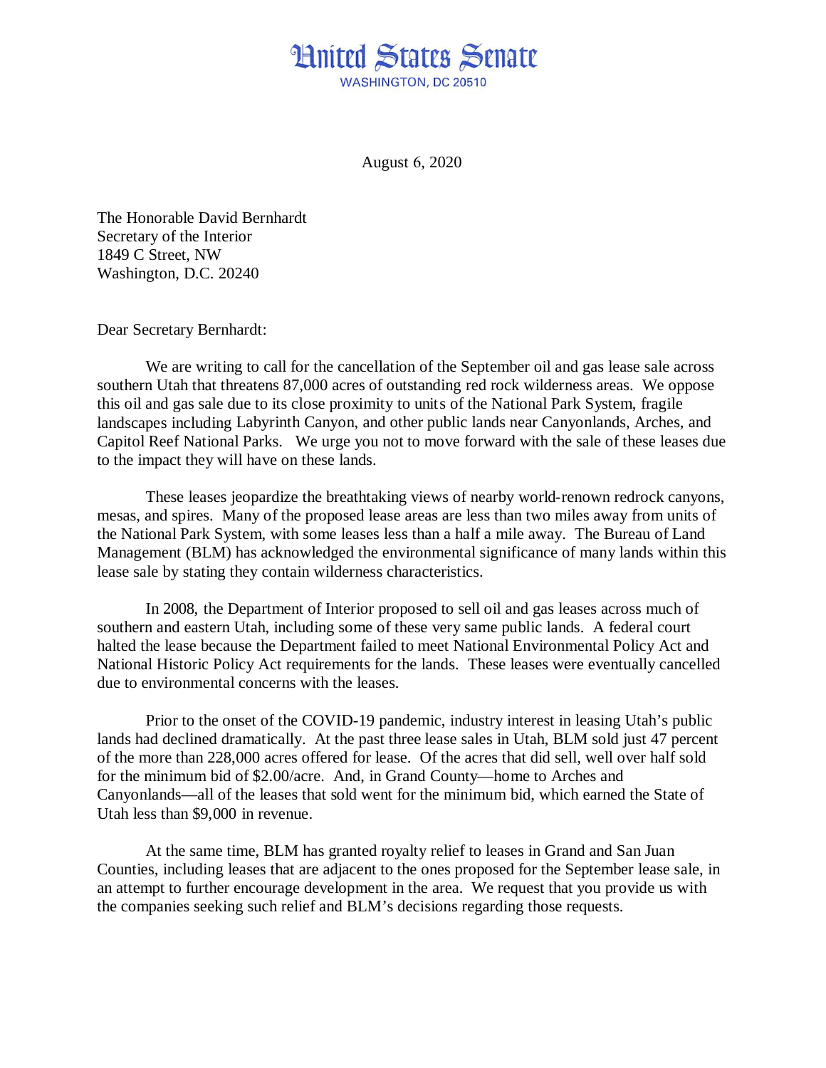# United States Senate

WASHINGTON, DC 20510

August 6, 2020

The Honorable David Bernhardt
Secretary of the Interior
1849 C Street, NW
Washington, D.C. 20240

Dear Secretary Bernhardt:

We are writing to call for the cancellation of the September oil and gas lease sale across southern Utah that threatens 87,000 acres of outstanding red rock wilderness areas. We oppose this oil and gas sale due to its close proximity to units of the National Park System, fragile landscapes including Labyrinth Canyon, and other public lands near Canyonlands, Arches, and Capitol Reef National Parks. We urge you not to move forward with the sale of these leases due to the impact they will have on these lands.

These leases jeopardize the breathtaking views of nearby world-renown redrock canyons, mesas, and spires. Many of the proposed lease areas are less than two miles away from units of the National Park System, with some leases less than a half a mile away. The Bureau of Land Management (BLM) has acknowledged the environmental significance of many lands within this lease sale by stating they contain wilderness characteristics.

In 2008, the Department of Interior proposed to sell oil and gas leases across much of southern and eastern Utah, including some of these very same public lands. A federal court halted the lease because the Department failed to meet National Environmental Policy Act and National Historic Policy Act requirements for the lands. These leases were eventually cancelled due to environmental concerns with the leases.

Prior to the onset of the COVID-19 pandemic, industry interest in leasing Utah's public lands had declined dramatically. At the past three lease sales in Utah, BLM sold just 47 percent of the more than 228,000 acres offered for lease. Of the acres that did sell, well over half sold for the minimum bid of $2.00/acre. And, in Grand County—home to Arches and Canyonlands—all of the leases that sold went for the minimum bid, which earned the State of Utah less than $9,000 in revenue.

At the same time, BLM has granted royalty relief to leases in Grand and San Juan Counties, including leases that are adjacent to the ones proposed for the September lease sale, in an attempt to further encourage development in the area. We request that you provide us with the companies seeking such relief and BLM's decisions regarding those requests.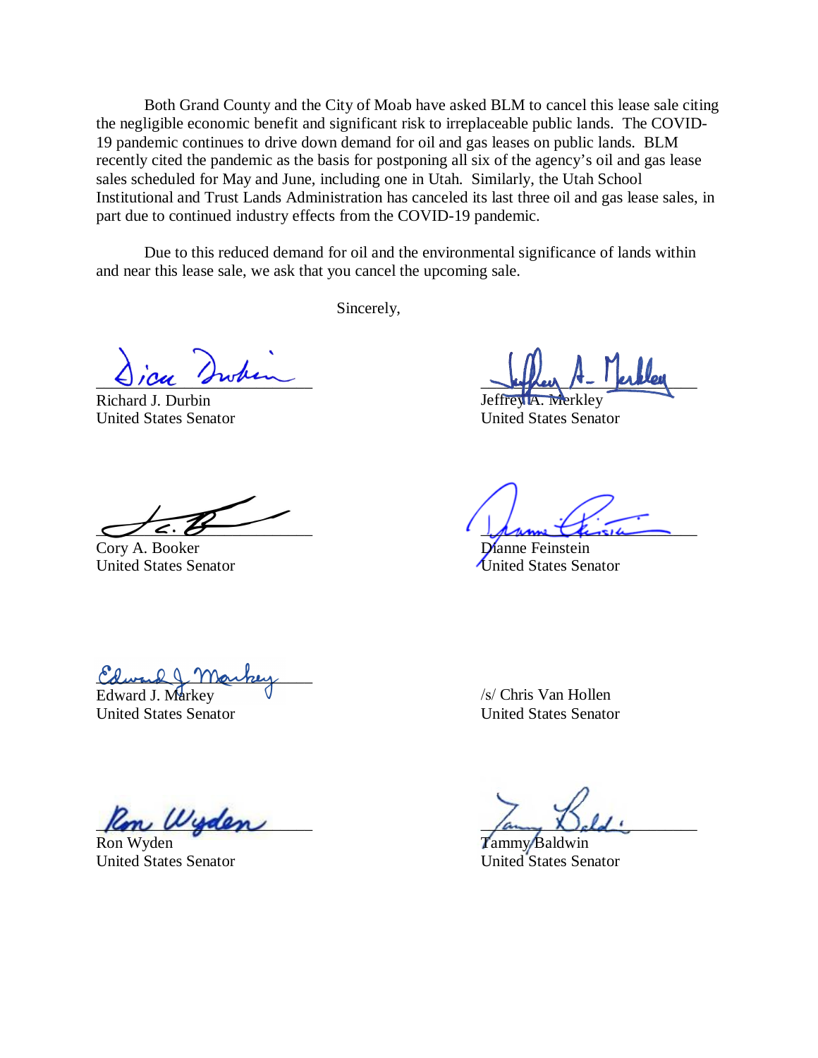Both Grand County and the City of Moab have asked BLM to cancel this lease sale citing the negligible economic benefit and significant risk to irreplaceable public lands. The COVID-19 pandemic continues to drive down demand for oil and gas leases on public lands. BLM recently cited the pandemic as the basis for postponing all six of the agency's oil and gas lease sales scheduled for May and June, including one in Utah. Similarly, the Utah School Institutional and Trust Lands Administration has canceled its last three oil and gas lease sales, in part due to continued industry effects from the COVID-19 pandemic.

Due to this reduced demand for oil and the environmental significance of lands within and near this lease sale, we ask that you cancel the upcoming sale.

Sincerely,

Richard J. Durbin
United States Senator

Jeffrey A. Merkley
United States Senator

Cory A. Booker
United States Senator

Dianne Feinstein
United States Senator

Edward J. Markey
United States Senator

/s/ Chris Van Hollen
United States Senator

Ron Wyden
United States Senator

Tammy Baldwin
United States Senator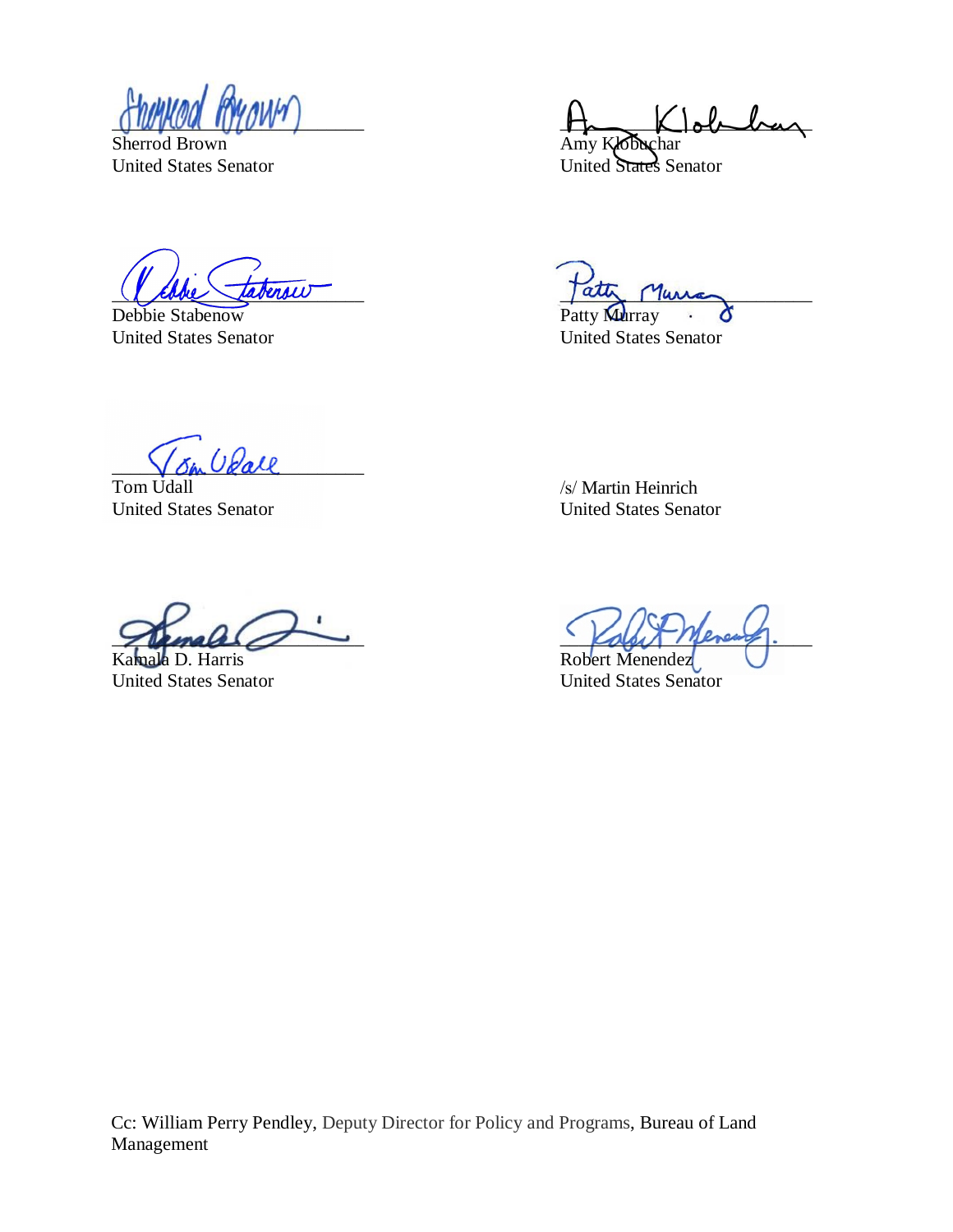Sherrod Brown
United States Senator

Amy Klobuchar
United States Senator

Debbie Stabenow
United States Senator

Patty Murray
United States Senator

Tom Udall
United States Senator

/s/ Martin Heinrich
United States Senator

Kamala D. Harris
United States Senator

Robert Menendez
United States Senator

Cc: William Perry Pendley, Deputy Director for Policy and Programs, Bureau of Land Management